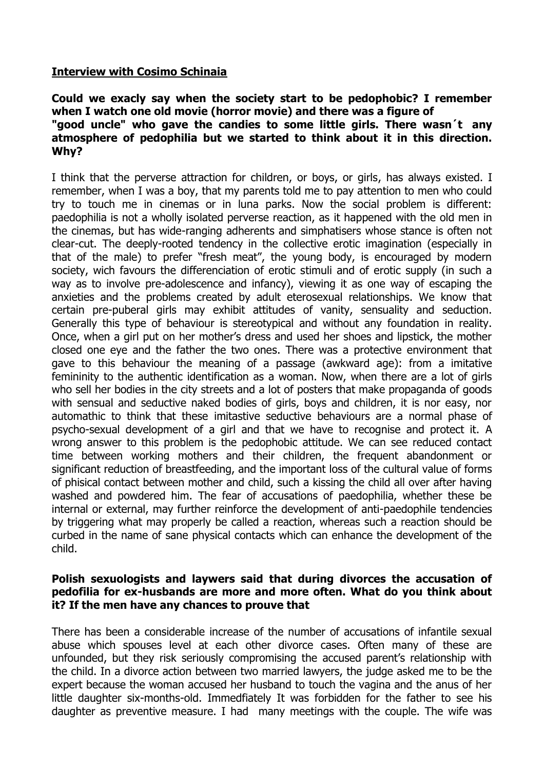**Interview with Cosimo Schinaia**

**Could we exacly say when the society start to be pedophobic? I remember when I watch one old movie (horror movie) and there was a figure of "good uncle" who gave the candies to some little girls. There wasn´t any atmosphere of pedophilia but we started to think about it in this direction. Why?**

I think that the perverse attraction for children, or boys, or girls, has always existed. I remember, when I was a boy, that my parents told me to pay attention to men who could try to touch me in cinemas or in luna parks. Now the social problem is different: paedophilia is not a wholly isolated perverse reaction, as it happened with the old men in the cinemas, but has wide-ranging adherents and simphatisers whose stance is often not clear-cut. The deeply-rooted tendency in the collective erotic imagination (especially in that of the male) to prefer "fresh meat", the young body, is encouraged by modern society, wich favours the differenciation of erotic stimuli and of erotic supply (in such a way as to involve pre-adolescence and infancy), viewing it as one way of escaping the anxieties and the problems created by adult eterosexual relationships. We know that certain pre-puberal girls may exhibit attitudes of vanity, sensuality and seduction. Generally this type of behaviour is stereotypical and without any foundation in reality. Once, when a girl put on her mother's dress and used her shoes and lipstick, the mother closed one eye and the father the two ones. There was a protective environment that gave to this behaviour the meaning of a passage (awkward age): from a imitative femininity to the authentic identification as a woman. Now, when there are a lot of girls who sell her bodies in the city streets and a lot of posters that make propaganda of goods with sensual and seductive naked bodies of girls, boys and children, it is nor easy, nor automathic to think that these imitastive seductive behaviours are a normal phase of psycho-sexual development of a girl and that we have to recognise and protect it. A wrong answer to this problem is the pedophobic attitude. We can see reduced contact time between working mothers and their children, the frequent abandonment or significant reduction of breastfeeding, and the important loss of the cultural value of forms of phisical contact between mother and child, such a kissing the child all over after having washed and powdered him. The fear of accusations of paedophilia, whether these be internal or external, may further reinforce the development of anti-paedophile tendencies by triggering what may properly be called a reaction, whereas such a reaction should be curbed in the name of sane physical contacts which can enhance the development of the child.

**Polish sexuologists and laywers said that during divorces the accusation of pedofilia for ex-husbands are more and more often. What do you think about it? If the men have any chances to prouve that**

There has been a considerable increase of the number of accusations of infantile sexual abuse which spouses level at each other divorce cases. Often many of these are unfounded, but they risk seriously compromising the accused parent's relationship with the child. In a divorce action between two married lawyers, the judge asked me to be the expert because the woman accused her husband to touch the vagina and the anus of her little daughter six-months-old. Immedfiately It was forbidden for the father to see his daughter as preventive measure. I had many meetings with the couple. The wife was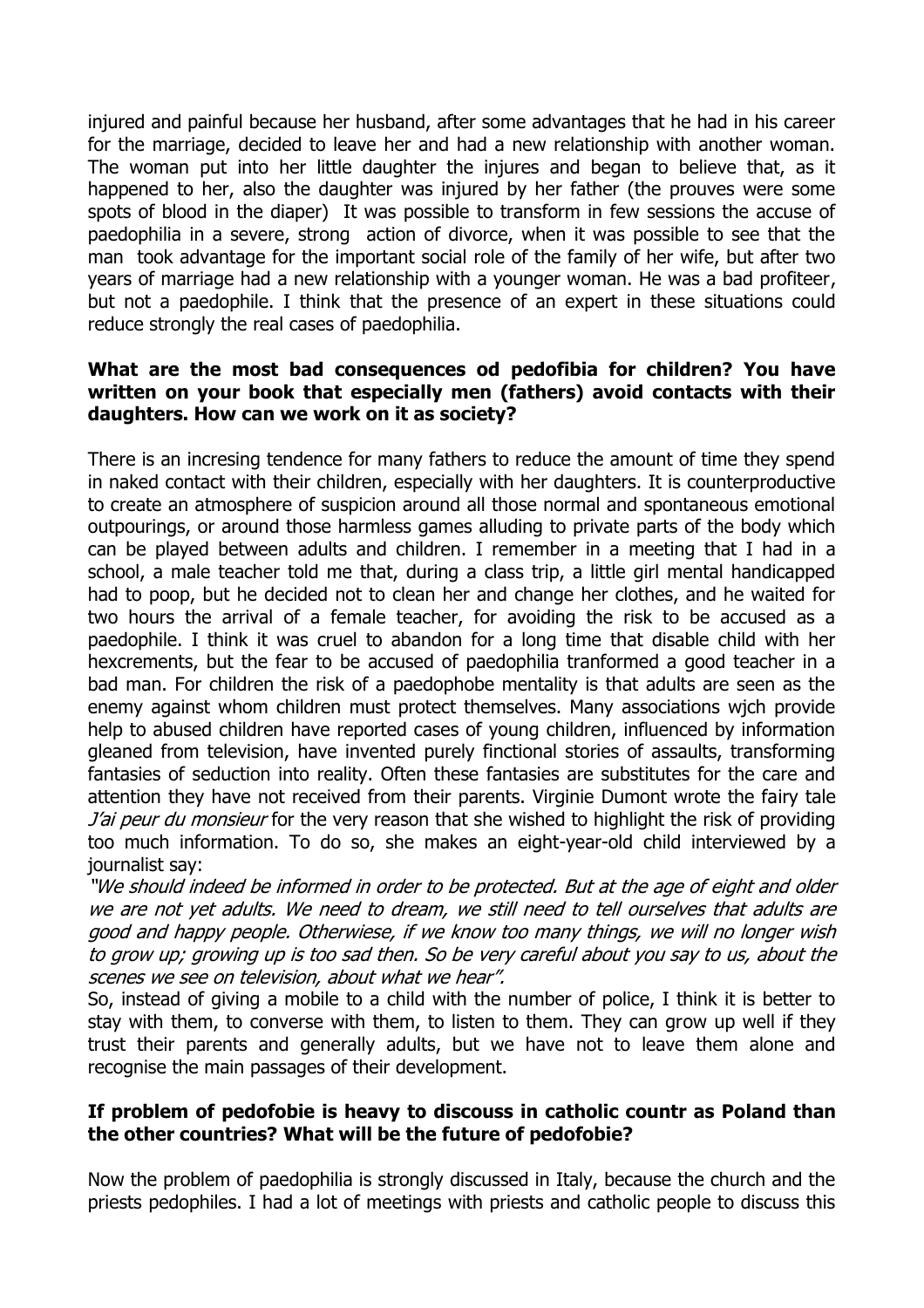injured and painful because her husband, after some advantages that he had in his career for the marriage, decided to leave her and had a new relationship with another woman. The woman put into her little daughter the injures and began to believe that, as it happened to her, also the daughter was injured by her father (the prouves were some spots of blood in the diaper) It was possible to transform in few sessions the accuse of paedophilia in a severe, strong action of divorce, when it was possible to see that the man took advantage for the important social role of the family of her wife, but after two years of marriage had a new relationship with a younger woman. He was a bad profiteer, but not a paedophile. I think that the presence of an expert in these situations could reduce strongly the real cases of paedophilia.

**What are the most bad consequences od pedofibia for children? You have written on your book that especially men (fathers) avoid contacts with their daughters. How can we work on it as society?**

There is an incresing tendence for many fathers to reduce the amount of time they spend in naked contact with their children, especially with her daughters. It is counterproductive to create an atmosphere of suspicion around all those normal and spontaneous emotional outpourings, or around those harmless games alluding to private parts of the body which can be played between adults and children. I remember in a meeting that I had in a school, a male teacher told me that, during a class trip, a little girl mental handicapped had to poop, but he decided not to clean her and change her clothes, and he waited for two hours the arrival of a female teacher, for avoiding the risk to be accused as a paedophile. I think it was cruel to abandon for a long time that disable child with her hexcrements, but the fear to be accused of paedophilia tranformed a good teacher in a bad man. For children the risk of a paedophobe mentality is that adults are seen as the enemy against whom children must protect themselves. Many associations wjch provide help to abused children have reported cases of young children, influenced by information gleaned from television, have invented purely finctional stories of assaults, transforming fantasies of seduction into reality. Often these fantasies are substitutes for the care and attention they have not received from their parents. Virginie Dumont wrote the fairy tale *J'ai peur du monsieur* for the very reason that she wished to highlight the risk of providing too much information. To do so, she makes an eight-year-old child interviewed by a journalist say:

*"We should indeed be informed in order to be protected. But at the age of eight and older we are not yet adults. We need to dream, we still need to tell ourselves that adults are good and happy people. Otherwiese, if we know too many things, we will no longer wish to grow up; growing up is too sad then. So be very careful about you say to us, about the scenes we see on television, about what we hear".*

So, instead of giving a mobile to a child with the number of police, I think it is better to stay with them, to converse with them, to listen to them. They can grow up well if they trust their parents and generally adults, but we have not to leave them alone and recognise the main passages of their development.

**If problem of pedofobie is heavy to discouss in catholic countr as Poland than the other countries? What will be the future of pedofobie?**

Now the problem of paedophilia is strongly discussed in Italy, because the church and the priests pedophiles. I had a lot of meetings with priests and catholic people to discuss this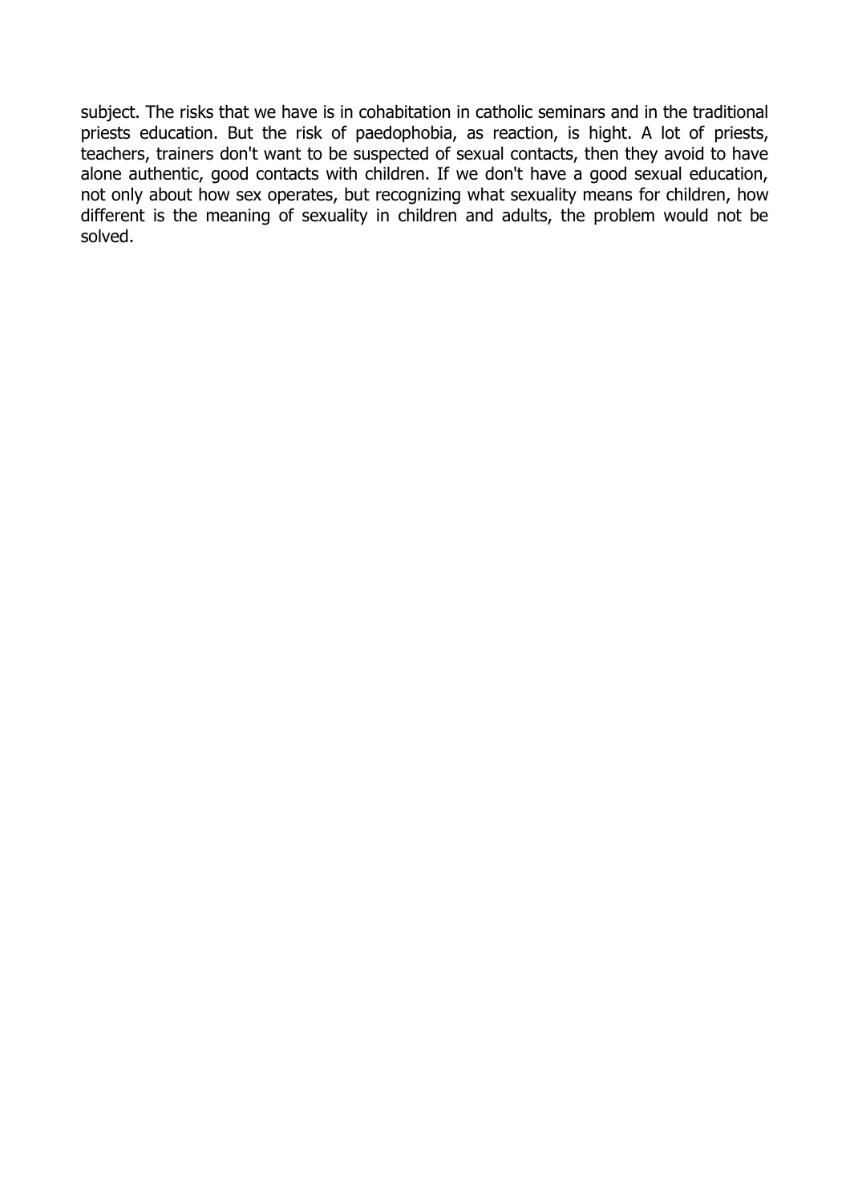subject. The risks that we have is in cohabitation in catholic seminars and in the traditional priests education. But the risk of paedophobia, as reaction, is hight. A lot of priests, teachers, trainers don't want to be suspected of sexual contacts, then they avoid to have alone authentic, good contacts with children. If we don't have a good sexual education, not only about how sex operates, but recognizing what sexuality means for children, how different is the meaning of sexuality in children and adults, the problem would not be solved.